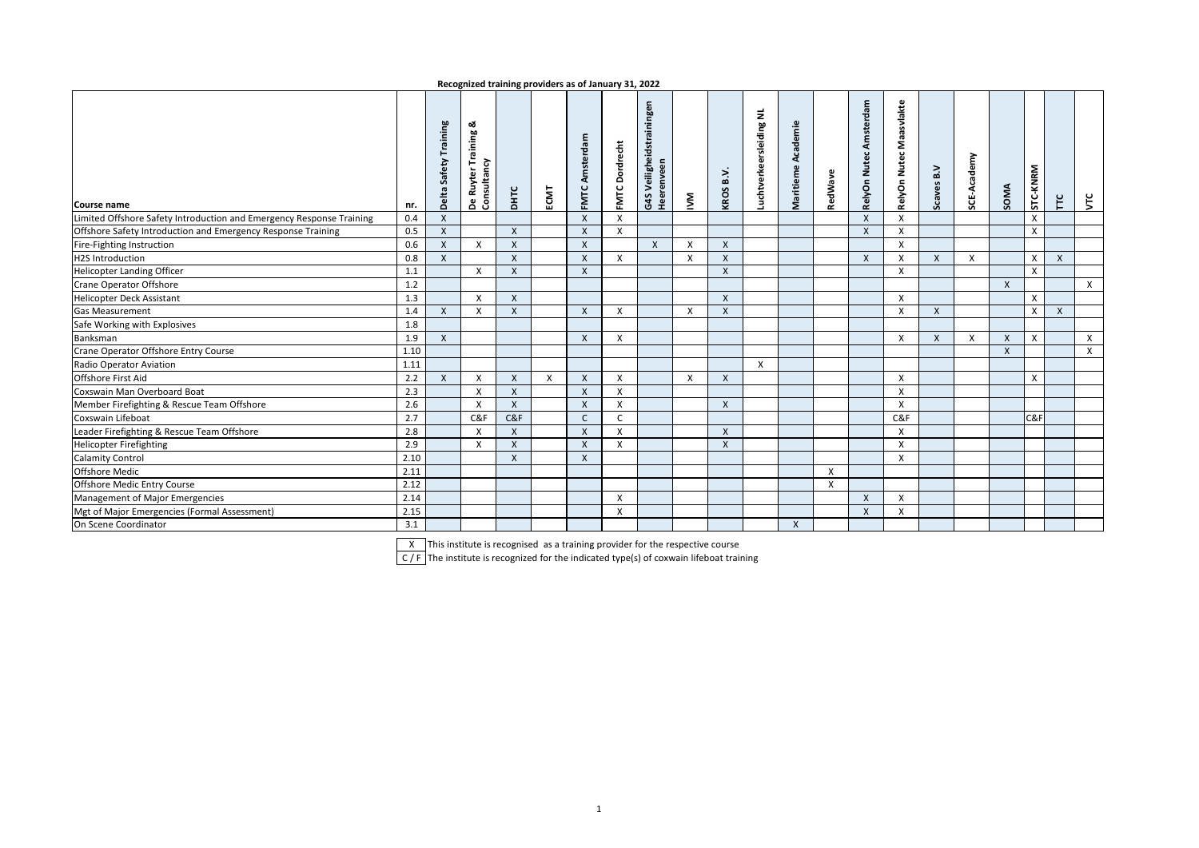**Recognized training providers as of January 31, 2022**

| Course name | nr. | Delta Safety Training | De Ruyter Training & Consultancy | DHTC | ECMT | FMTC Amsterdam | FMTC Dordrecht | G4S Veiligheidstrainingen Heerenveen | IVM | KROS B.V. | Luchtverkeersleiding NL | Maritieme Academie | RedWave | RelyOn Nutec Amsterdam | RelyOn Nutec Maasvlakte | Scaves B.V | SCE-Academy | SOMA | STC-KNRM | TTC | VTC |
|---|---|---|---|---|---|---|---|---|---|---|---|---|---|---|---|---|---|---|---|---|---|
| Limited Offshore Safety Introduction and Emergency Response Training | 0.4 | X | | | | X | X | | | | | | | X | X | | | | X | | |
| Offshore Safety Introduction and Emergency Response Training | 0.5 | X | | X | | X | X | | | | | | | X | X | | | | X | | |
| Fire-Fighting Instruction | 0.6 | X | X | X | | X | | X | X | X | | | | | X | | | | | | |
| H2S Introduction | 0.8 | X | | X | | X | X | | X | X | | | | X | X | X | X | | X | X | |
| Helicopter Landing Officer | 1.1 | | X | X | | X | | | | X | | | | | X | | | | X | | |
| Crane Operator Offshore | 1.2 | | | | | | | | | | | | | | | | | X | | | X |
| Helicopter Deck Assistant | 1.3 | | X | X | | | | | | X | | | | | X | | | | X | | |
| Gas Measurement | 1.4 | X | X | X | | X | X | | X | X | | | | | X | X | | | X | X | |
| Safe Working with Explosives | 1.8 | | | | | | | | | | | | | | | | | | | | |
| Banksman | 1.9 | X | | | | X | X | | | | | | | | X | X | X | X | X | | X |
| Crane Operator Offshore Entry Course | 1.10 | | | | | | | | | | | | | | | | | X | | | X |
| Radio Operator Aviation | 1.11 | | | | | | | | | | X | | | | | | | | | | |
| Offshore First Aid | 2.2 | X | X | X | X | X | X | | X | X | | | | | X | | | | X | | |
| Coxswain Man Overboard Boat | 2.3 | | X | X | | X | X | | | | | | | | X | | | | | | |
| Member Firefighting & Rescue Team Offshore | 2.6 | | X | X | | X | X | | | X | | | | | X | | | | | | |
| Coxswain Lifeboat | 2.7 | | C&F | C&F | | C | C | | | | | | | | C&F | | | | C&F | | |
| Leader Firefighting & Rescue Team Offshore | 2.8 | | X | X | | X | X | | | X | | | | | X | | | | | | |
| Helicopter Firefighting | 2.9 | | X | X | | X | X | | | X | | | | | X | | | | | | |
| Calamity Control | 2.10 | | | X | | X | | | | | | | | | X | | | | | | |
| Offshore Medic | 2.11 | | | | | | | | | | | | X | | | | | | | | |
| Offshore Medic Entry Course | 2.12 | | | | | | | | | | | | X | | | | | | | | |
| Management of Major Emergencies | 2.14 | | | | | | X | | | | | | | X | X | | | | | | |
| Mgt of Major Emergencies (Formal Assessment) | 2.15 | | | | | | X | | | | | | | X | X | | | | | | |
| On Scene Coordinator | 3.1 | | | | | | | | | | | X | | | | | | | | | |

X — This institute is recognised as a training provider for the respective course

C / F — The institute is recognized for the indicated type(s) of coxwain lifeboat training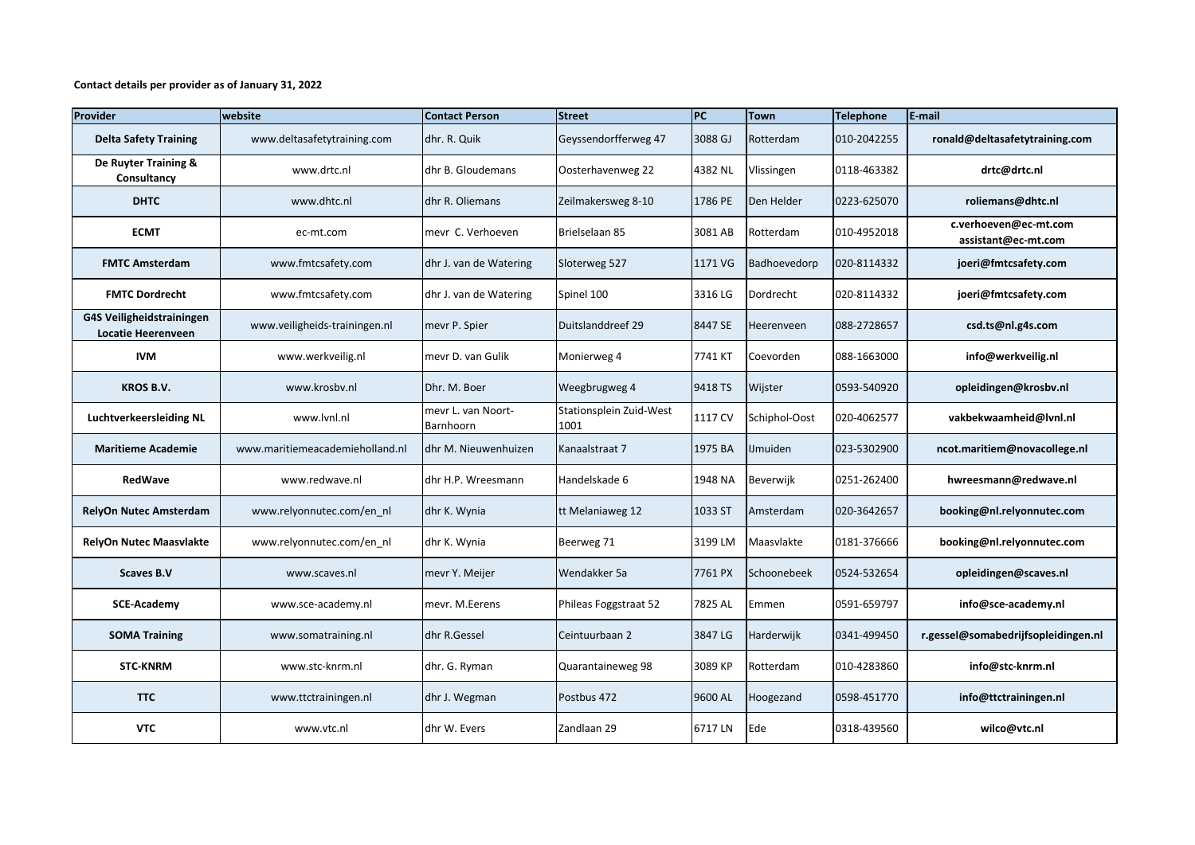**Contact details per provider as of January 31, 2022**

| Provider | website | Contact Person | Street | PC | Town | Telephone | E-mail |
|---|---|---|---|---|---|---|---|
| **Delta Safety Training** | www.deltasafetytraining.com | dhr. R. Quik | Geyssendorfferweg 47 | 3088 GJ | Rotterdam | 010-2042255 | **ronald@deltasafetytraining.com** |
| **De Ruyter Training & Consultancy** | www.drtc.nl | dhr B. Gloudemans | Oosterhavenweg 22 | 4382 NL | Vlissingen | 0118-463382 | **drtc@drtc.nl** |
| **DHTC** | www.dhtc.nl | dhr R. Oliemans | Zeilmakersweg 8-10 | 1786 PE | Den Helder | 0223-625070 | **roliemans@dhtc.nl** |
| **ECMT** | ec-mt.com | mevr C. Verhoeven | Brielselaan 85 | 3081 AB | Rotterdam | 010-4952018 | **c.verhoeven@ec-mt.com assistant@ec-mt.com** |
| **FMTC Amsterdam** | www.fmtcsafety.com | dhr J. van de Watering | Sloterweg 527 | 1171 VG | Badhoevedorp | 020-8114332 | **joeri@fmtcsafety.com** |
| **FMTC Dordrecht** | www.fmtcsafety.com | dhr J. van de Watering | Spinel 100 | 3316 LG | Dordrecht | 020-8114332 | **joeri@fmtcsafety.com** |
| **G4S Veiligheidstrainingen Locatie Heerenveen** | www.veiligheids-trainingen.nl | mevr P. Spier | Duitslanddreef 29 | 8447 SE | Heerenveen | 088-2728657 | **csd.ts@nl.g4s.com** |
| **IVM** | www.werkveilig.nl | mevr D. van Gulik | Monierweg 4 | 7741 KT | Coevorden | 088-1663000 | **info@werkveilig.nl** |
| **KROS B.V.** | www.krosbv.nl | Dhr. M. Boer | Weegbrugweg 4 | 9418 TS | Wijster | 0593-540920 | **opleidingen@krosbv.nl** |
| **Luchtverkeersleiding NL** | www.lvnl.nl | mevr L. van Noort-Barnhoorn | Stationsplein Zuid-West 1001 | 1117 CV | Schiphol-Oost | 020-4062577 | **vakbekwaamheid@lvnl.nl** |
| **Maritieme Academie** | www.maritiemeacademieholland.nl | dhr M. Nieuwenhuizen | Kanaalstraat 7 | 1975 BA | IJmuiden | 023-5302900 | **ncot.maritiem@novacollege.nl** |
| **RedWave** | www.redwave.nl | dhr H.P. Wreesmann | Handelskade 6 | 1948 NA | Beverwijk | 0251-262400 | **hwreesmann@redwave.nl** |
| **RelyOn Nutec Amsterdam** | www.relyonnutec.com/en_nl | dhr K. Wynia | tt Melaniaweg 12 | 1033 ST | Amsterdam | 020-3642657 | **booking@nl.relyonnutec.com** |
| **RelyOn Nutec Maasvlakte** | www.relyonnutec.com/en_nl | dhr K. Wynia | Beerweg 71 | 3199 LM | Maasvlakte | 0181-376666 | **booking@nl.relyonnutec.com** |
| **Scaves B.V** | www.scaves.nl | mevr Y. Meijer | Wendakker 5a | 7761 PX | Schoonebeek | 0524-532654 | **opleidingen@scaves.nl** |
| **SCE-Academy** | www.sce-academy.nl | mevr. M.Eerens | Phileas Foggstraat 52 | 7825 AL | Emmen | 0591-659797 | **info@sce-academy.nl** |
| **SOMA Training** | www.somatraining.nl | dhr R.Gessel | Ceintuurbaan 2 | 3847 LG | Harderwijk | 0341-499450 | **r.gessel@somabedrijfsopleidingen.nl** |
| **STC-KNRM** | www.stc-knrm.nl | dhr. G. Ryman | Quarantaineweg 98 | 3089 KP | Rotterdam | 010-4283860 | **info@stc-knrm.nl** |
| **TTC** | www.ttctrainingen.nl | dhr J. Wegman | Postbus 472 | 9600 AL | Hoogezand | 0598-451770 | **info@ttctrainingen.nl** |
| **VTC** | www.vtc.nl | dhr W. Evers | Zandlaan 29 | 6717 LN | Ede | 0318-439560 | **wilco@vtc.nl** |